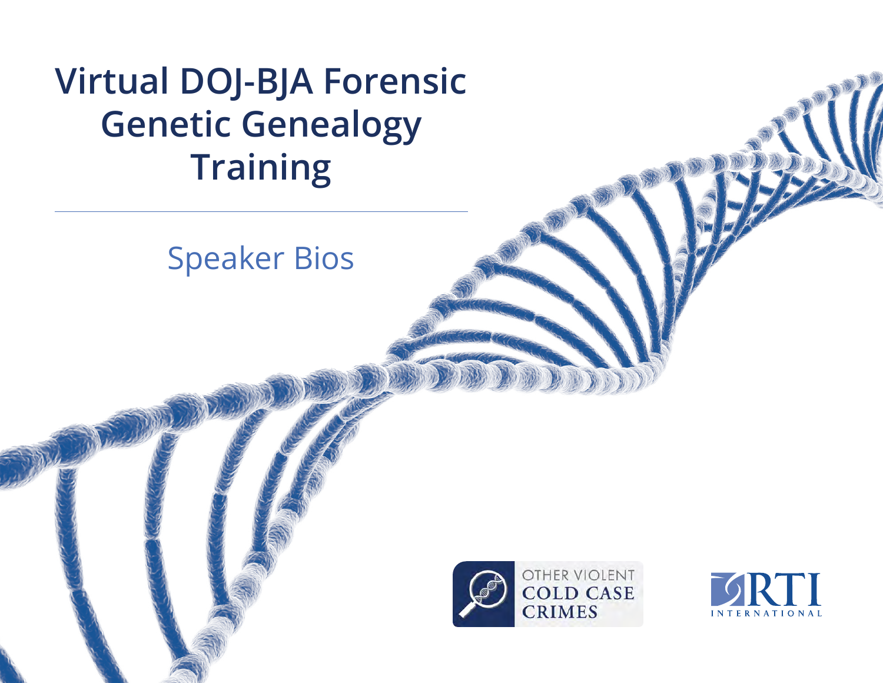# Virtual DOJ-BJA Forensic Genetic Genealogy Training

## Speaker Bios

OTHER VIOLENT COLD CASE CRIMES

RTI INTERNATIONAL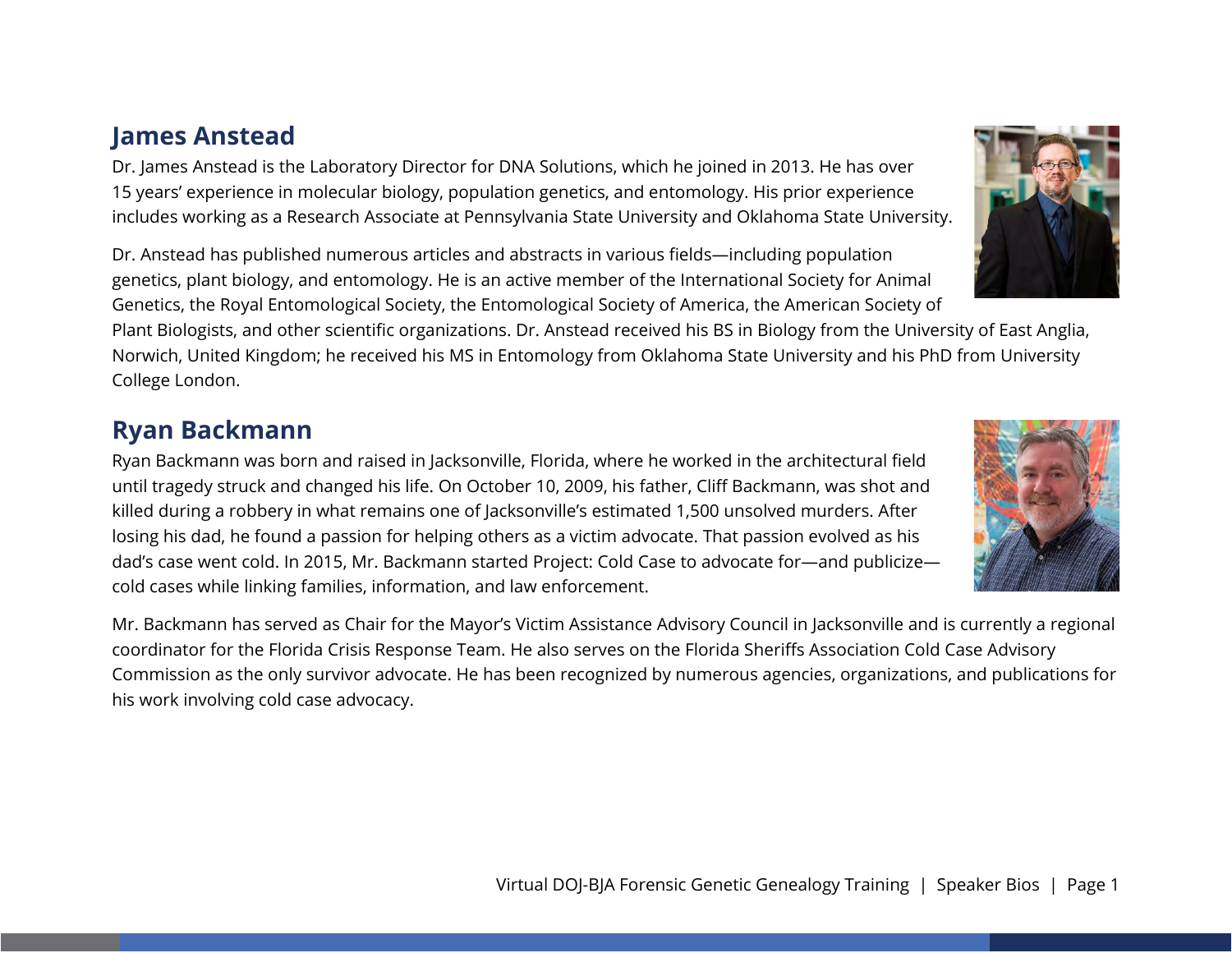## James Anstead

Dr. James Anstead is the Laboratory Director for DNA Solutions, which he joined in 2013. He has over 15 years' experience in molecular biology, population genetics, and entomology. His prior experience includes working as a Research Associate at Pennsylvania State University and Oklahoma State University.

Dr. Anstead has published numerous articles and abstracts in various fields—including population genetics, plant biology, and entomology. He is an active member of the International Society for Animal Genetics, the Royal Entomological Society, the Entomological Society of America, the American Society of Plant Biologists, and other scientific organizations. Dr. Anstead received his BS in Biology from the University of East Anglia, Norwich, United Kingdom; he received his MS in Entomology from Oklahoma State University and his PhD from University College London.

## Ryan Backmann

Ryan Backmann was born and raised in Jacksonville, Florida, where he worked in the architectural field until tragedy struck and changed his life. On October 10, 2009, his father, Cliff Backmann, was shot and killed during a robbery in what remains one of Jacksonville's estimated 1,500 unsolved murders. After losing his dad, he found a passion for helping others as a victim advocate. That passion evolved as his dad's case went cold. In 2015, Mr. Backmann started Project: Cold Case to advocate for—and publicize—cold cases while linking families, information, and law enforcement.

Mr. Backmann has served as Chair for the Mayor's Victim Assistance Advisory Council in Jacksonville and is currently a regional coordinator for the Florida Crisis Response Team. He also serves on the Florida Sheriffs Association Cold Case Advisory Commission as the only survivor advocate. He has been recognized by numerous agencies, organizations, and publications for his work involving cold case advocacy.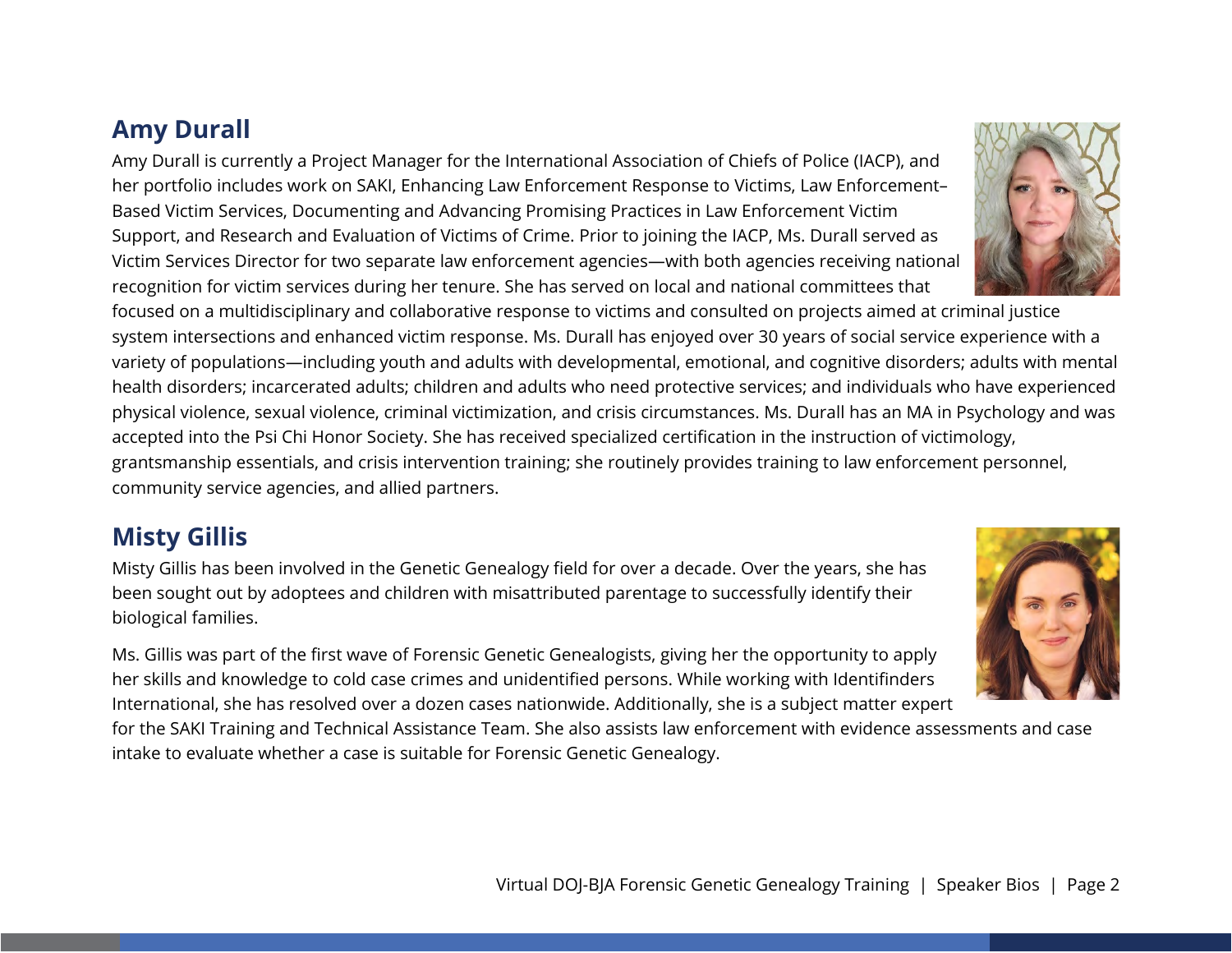## Amy Durall

Amy Durall is currently a Project Manager for the International Association of Chiefs of Police (IACP), and her portfolio includes work on SAKI, Enhancing Law Enforcement Response to Victims, Law Enforcement–Based Victim Services, Documenting and Advancing Promising Practices in Law Enforcement Victim Support, and Research and Evaluation of Victims of Crime. Prior to joining the IACP, Ms. Durall served as Victim Services Director for two separate law enforcement agencies—with both agencies receiving national recognition for victim services during her tenure. She has served on local and national committees that focused on a multidisciplinary and collaborative response to victims and consulted on projects aimed at criminal justice system intersections and enhanced victim response. Ms. Durall has enjoyed over 30 years of social service experience with a variety of populations—including youth and adults with developmental, emotional, and cognitive disorders; adults with mental health disorders; incarcerated adults; children and adults who need protective services; and individuals who have experienced physical violence, sexual violence, criminal victimization, and crisis circumstances. Ms. Durall has an MA in Psychology and was accepted into the Psi Chi Honor Society. She has received specialized certification in the instruction of victimology, grantsmanship essentials, and crisis intervention training; she routinely provides training to law enforcement personnel, community service agencies, and allied partners.

## Misty Gillis

Misty Gillis has been involved in the Genetic Genealogy field for over a decade. Over the years, she has been sought out by adoptees and children with misattributed parentage to successfully identify their biological families.

Ms. Gillis was part of the first wave of Forensic Genetic Genealogists, giving her the opportunity to apply her skills and knowledge to cold case crimes and unidentified persons. While working with Identifinders International, she has resolved over a dozen cases nationwide. Additionally, she is a subject matter expert for the SAKI Training and Technical Assistance Team. She also assists law enforcement with evidence assessments and case intake to evaluate whether a case is suitable for Forensic Genetic Genealogy.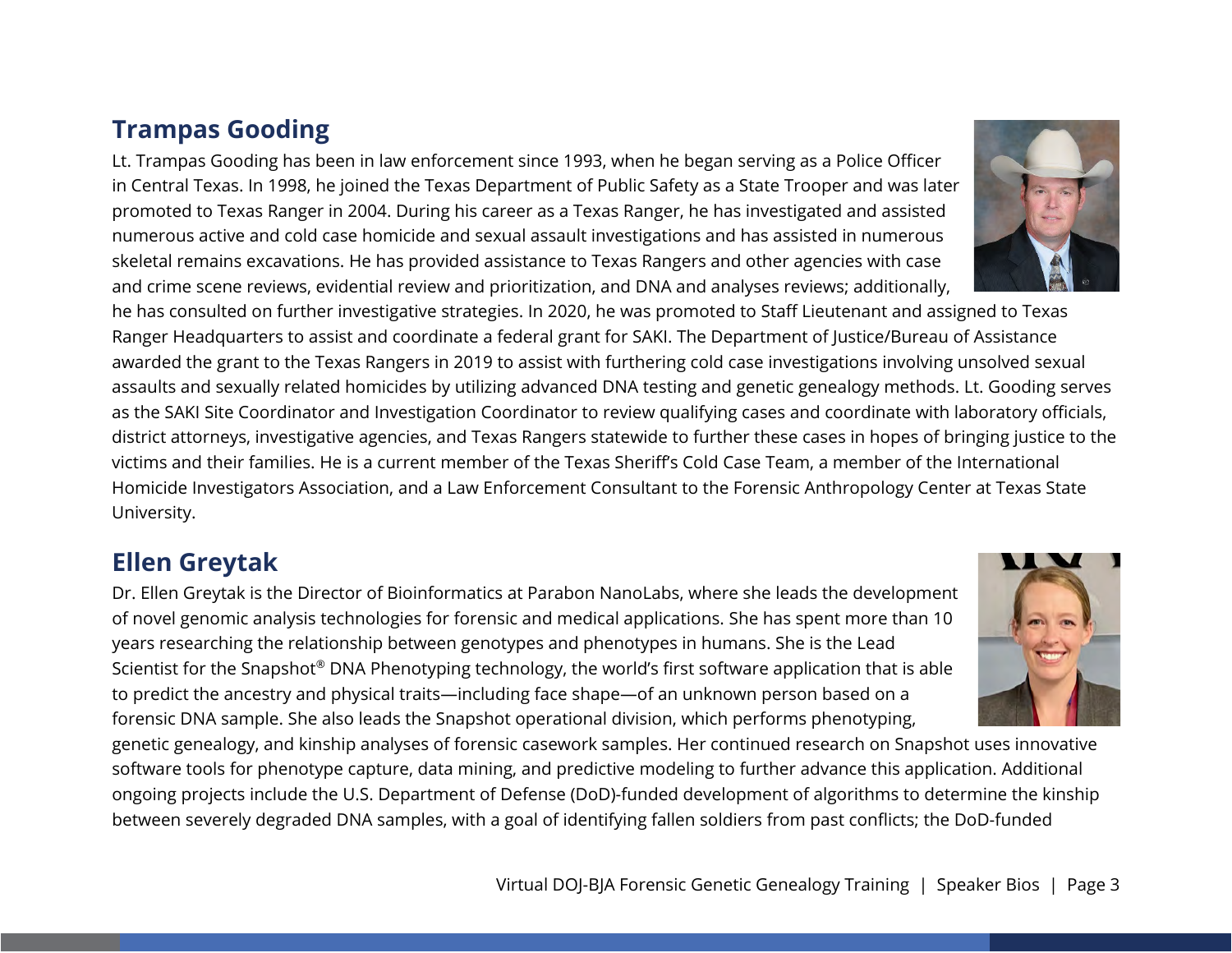## Trampas Gooding

Lt. Trampas Gooding has been in law enforcement since 1993, when he began serving as a Police Officer in Central Texas. In 1998, he joined the Texas Department of Public Safety as a State Trooper and was later promoted to Texas Ranger in 2004. During his career as a Texas Ranger, he has investigated and assisted numerous active and cold case homicide and sexual assault investigations and has assisted in numerous skeletal remains excavations. He has provided assistance to Texas Rangers and other agencies with case and crime scene reviews, evidential review and prioritization, and DNA and analyses reviews; additionally, he has consulted on further investigative strategies. In 2020, he was promoted to Staff Lieutenant and assigned to Texas Ranger Headquarters to assist and coordinate a federal grant for SAKI. The Department of Justice/Bureau of Assistance awarded the grant to the Texas Rangers in 2019 to assist with furthering cold case investigations involving unsolved sexual assaults and sexually related homicides by utilizing advanced DNA testing and genetic genealogy methods. Lt. Gooding serves as the SAKI Site Coordinator and Investigation Coordinator to review qualifying cases and coordinate with laboratory officials, district attorneys, investigative agencies, and Texas Rangers statewide to further these cases in hopes of bringing justice to the victims and their families. He is a current member of the Texas Sheriff's Cold Case Team, a member of the International Homicide Investigators Association, and a Law Enforcement Consultant to the Forensic Anthropology Center at Texas State University.

## Ellen Greytak

Dr. Ellen Greytak is the Director of Bioinformatics at Parabon NanoLabs, where she leads the development of novel genomic analysis technologies for forensic and medical applications. She has spent more than 10 years researching the relationship between genotypes and phenotypes in humans. She is the Lead Scientist for the Snapshot® DNA Phenotyping technology, the world's first software application that is able to predict the ancestry and physical traits—including face shape—of an unknown person based on a forensic DNA sample. She also leads the Snapshot operational division, which performs phenotyping, genetic genealogy, and kinship analyses of forensic casework samples. Her continued research on Snapshot uses innovative software tools for phenotype capture, data mining, and predictive modeling to further advance this application. Additional ongoing projects include the U.S. Department of Defense (DoD)-funded development of algorithms to determine the kinship between severely degraded DNA samples, with a goal of identifying fallen soldiers from past conflicts; the DoD-funded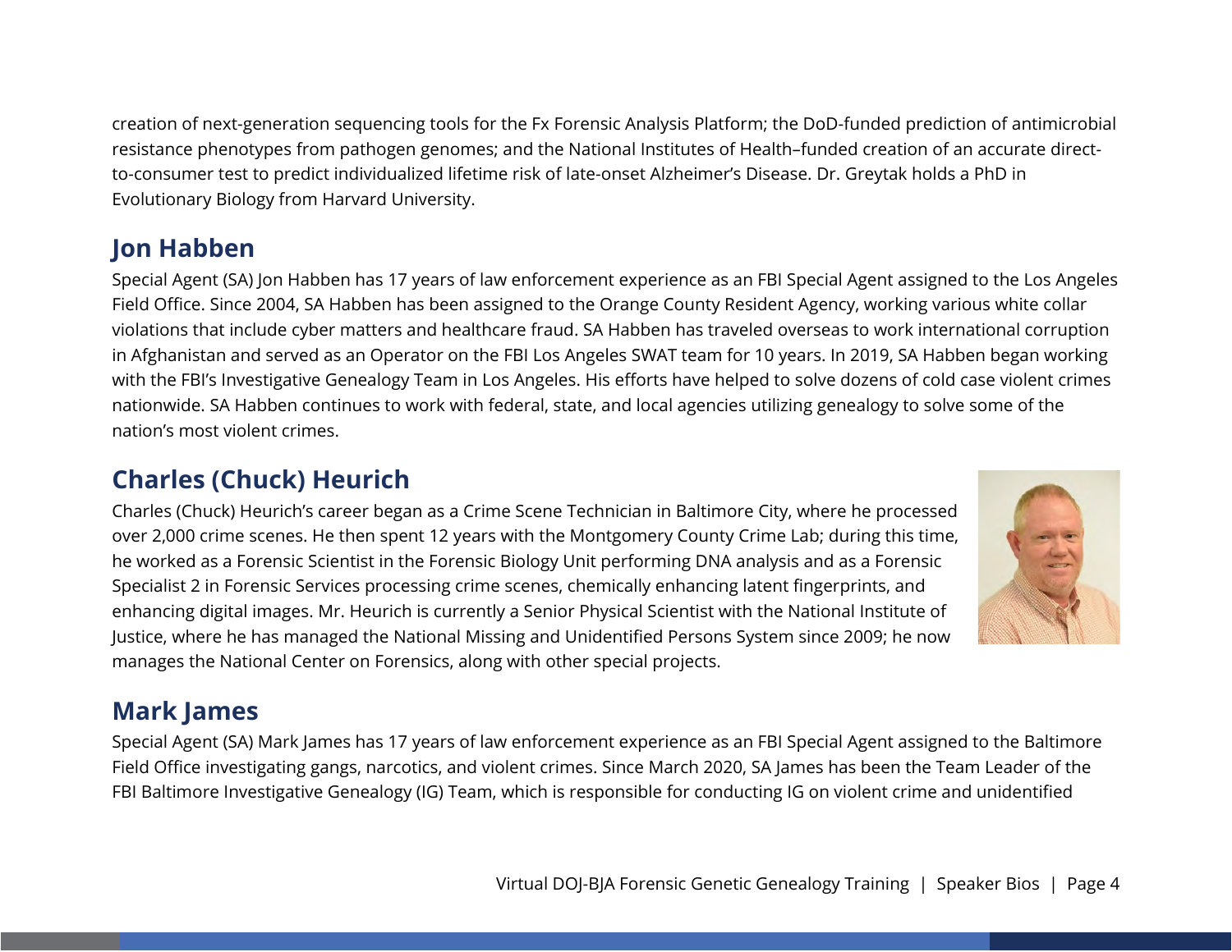creation of next-generation sequencing tools for the Fx Forensic Analysis Platform; the DoD-funded prediction of antimicrobial resistance phenotypes from pathogen genomes; and the National Institutes of Health–funded creation of an accurate direct-to-consumer test to predict individualized lifetime risk of late-onset Alzheimer's Disease. Dr. Greytak holds a PhD in Evolutionary Biology from Harvard University.

## Jon Habben

Special Agent (SA) Jon Habben has 17 years of law enforcement experience as an FBI Special Agent assigned to the Los Angeles Field Office. Since 2004, SA Habben has been assigned to the Orange County Resident Agency, working various white collar violations that include cyber matters and healthcare fraud. SA Habben has traveled overseas to work international corruption in Afghanistan and served as an Operator on the FBI Los Angeles SWAT team for 10 years. In 2019, SA Habben began working with the FBI's Investigative Genealogy Team in Los Angeles. His efforts have helped to solve dozens of cold case violent crimes nationwide. SA Habben continues to work with federal, state, and local agencies utilizing genealogy to solve some of the nation's most violent crimes.

## Charles (Chuck) Heurich

Charles (Chuck) Heurich's career began as a Crime Scene Technician in Baltimore City, where he processed over 2,000 crime scenes. He then spent 12 years with the Montgomery County Crime Lab; during this time, he worked as a Forensic Scientist in the Forensic Biology Unit performing DNA analysis and as a Forensic Specialist 2 in Forensic Services processing crime scenes, chemically enhancing latent fingerprints, and enhancing digital images. Mr. Heurich is currently a Senior Physical Scientist with the National Institute of Justice, where he has managed the National Missing and Unidentified Persons System since 2009; he now manages the National Center on Forensics, along with other special projects.

## Mark James

Special Agent (SA) Mark James has 17 years of law enforcement experience as an FBI Special Agent assigned to the Baltimore Field Office investigating gangs, narcotics, and violent crimes. Since March 2020, SA James has been the Team Leader of the FBI Baltimore Investigative Genealogy (IG) Team, which is responsible for conducting IG on violent crime and unidentified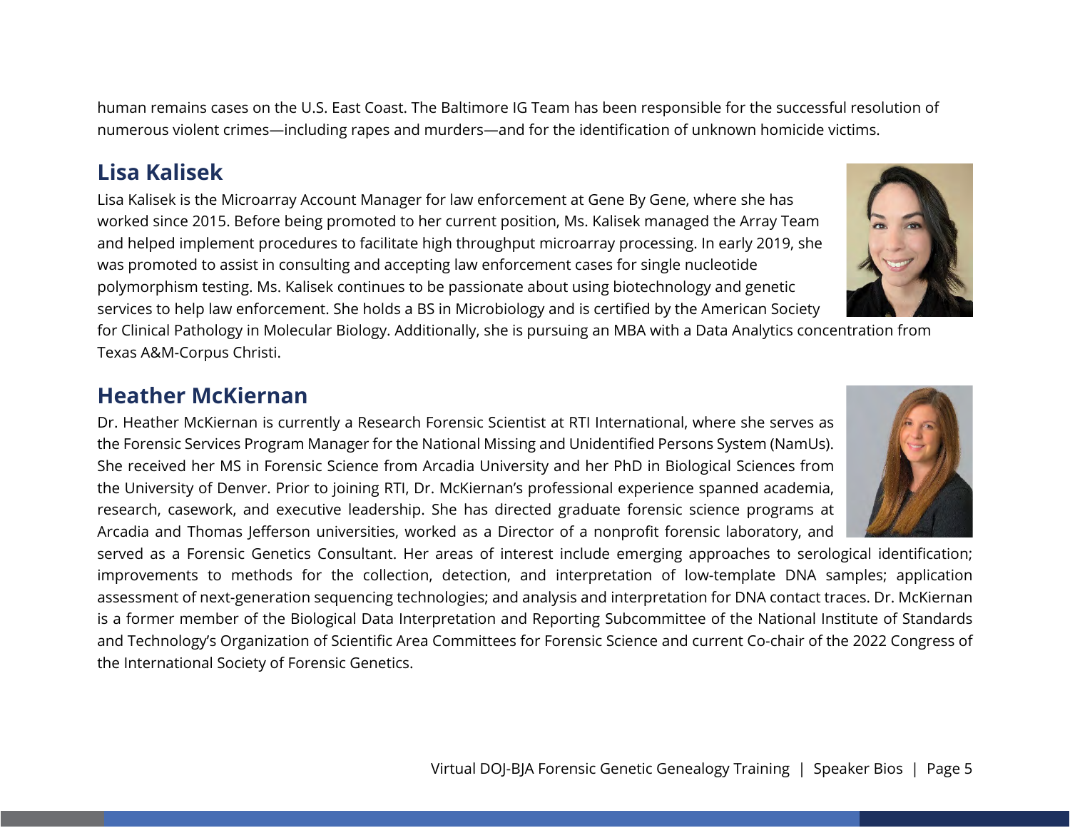human remains cases on the U.S. East Coast. The Baltimore IG Team has been responsible for the successful resolution of numerous violent crimes—including rapes and murders—and for the identification of unknown homicide victims.

## Lisa Kalisek

Lisa Kalisek is the Microarray Account Manager for law enforcement at Gene By Gene, where she has worked since 2015. Before being promoted to her current position, Ms. Kalisek managed the Array Team and helped implement procedures to facilitate high throughput microarray processing. In early 2019, she was promoted to assist in consulting and accepting law enforcement cases for single nucleotide polymorphism testing. Ms. Kalisek continues to be passionate about using biotechnology and genetic services to help law enforcement. She holds a BS in Microbiology and is certified by the American Society for Clinical Pathology in Molecular Biology. Additionally, she is pursuing an MBA with a Data Analytics concentration from Texas A&M-Corpus Christi.

## Heather McKiernan

Dr. Heather McKiernan is currently a Research Forensic Scientist at RTI International, where she serves as the Forensic Services Program Manager for the National Missing and Unidentified Persons System (NamUs). She received her MS in Forensic Science from Arcadia University and her PhD in Biological Sciences from the University of Denver. Prior to joining RTI, Dr. McKiernan's professional experience spanned academia, research, casework, and executive leadership. She has directed graduate forensic science programs at Arcadia and Thomas Jefferson universities, worked as a Director of a nonprofit forensic laboratory, and served as a Forensic Genetics Consultant. Her areas of interest include emerging approaches to serological identification; improvements to methods for the collection, detection, and interpretation of low-template DNA samples; application assessment of next-generation sequencing technologies; and analysis and interpretation for DNA contact traces. Dr. McKiernan is a former member of the Biological Data Interpretation and Reporting Subcommittee of the National Institute of Standards and Technology's Organization of Scientific Area Committees for Forensic Science and current Co-chair of the 2022 Congress of the International Society of Forensic Genetics.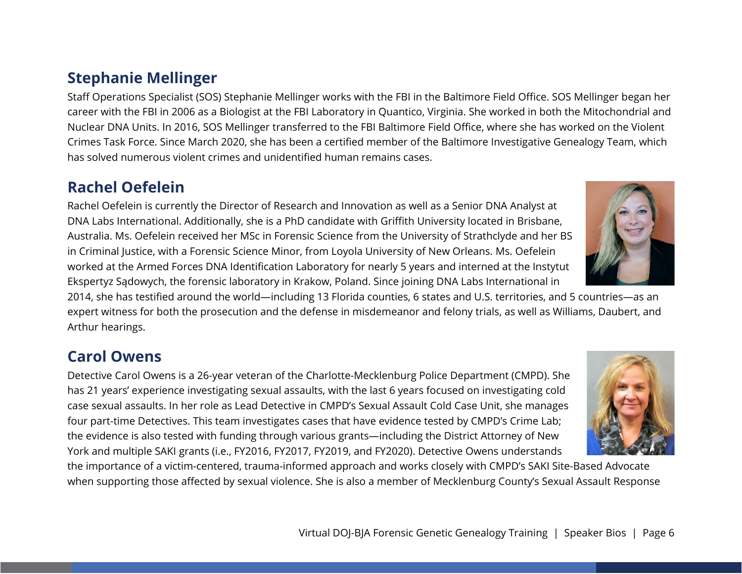## Stephanie Mellinger

Staff Operations Specialist (SOS) Stephanie Mellinger works with the FBI in the Baltimore Field Office. SOS Mellinger began her career with the FBI in 2006 as a Biologist at the FBI Laboratory in Quantico, Virginia. She worked in both the Mitochondrial and Nuclear DNA Units. In 2016, SOS Mellinger transferred to the FBI Baltimore Field Office, where she has worked on the Violent Crimes Task Force. Since March 2020, she has been a certified member of the Baltimore Investigative Genealogy Team, which has solved numerous violent crimes and unidentified human remains cases.

## Rachel Oefelein

Rachel Oefelein is currently the Director of Research and Innovation as well as a Senior DNA Analyst at DNA Labs International. Additionally, she is a PhD candidate with Griffith University located in Brisbane, Australia. Ms. Oefelein received her MSc in Forensic Science from the University of Strathclyde and her BS in Criminal Justice, with a Forensic Science Minor, from Loyola University of New Orleans. Ms. Oefelein worked at the Armed Forces DNA Identification Laboratory for nearly 5 years and interned at the Instytut Ekspertyz Sądowych, the forensic laboratory in Krakow, Poland. Since joining DNA Labs International in 2014, she has testified around the world—including 13 Florida counties, 6 states and U.S. territories, and 5 countries—as an expert witness for both the prosecution and the defense in misdemeanor and felony trials, as well as Williams, Daubert, and Arthur hearings.

## Carol Owens

Detective Carol Owens is a 26-year veteran of the Charlotte-Mecklenburg Police Department (CMPD). She has 21 years' experience investigating sexual assaults, with the last 6 years focused on investigating cold case sexual assaults. In her role as Lead Detective in CMPD's Sexual Assault Cold Case Unit, she manages four part-time Detectives. This team investigates cases that have evidence tested by CMPD's Crime Lab; the evidence is also tested with funding through various grants—including the District Attorney of New York and multiple SAKI grants (i.e., FY2016, FY2017, FY2019, and FY2020). Detective Owens understands the importance of a victim-centered, trauma-informed approach and works closely with CMPD's SAKI Site-Based Advocate when supporting those affected by sexual violence. She is also a member of Mecklenburg County's Sexual Assault Response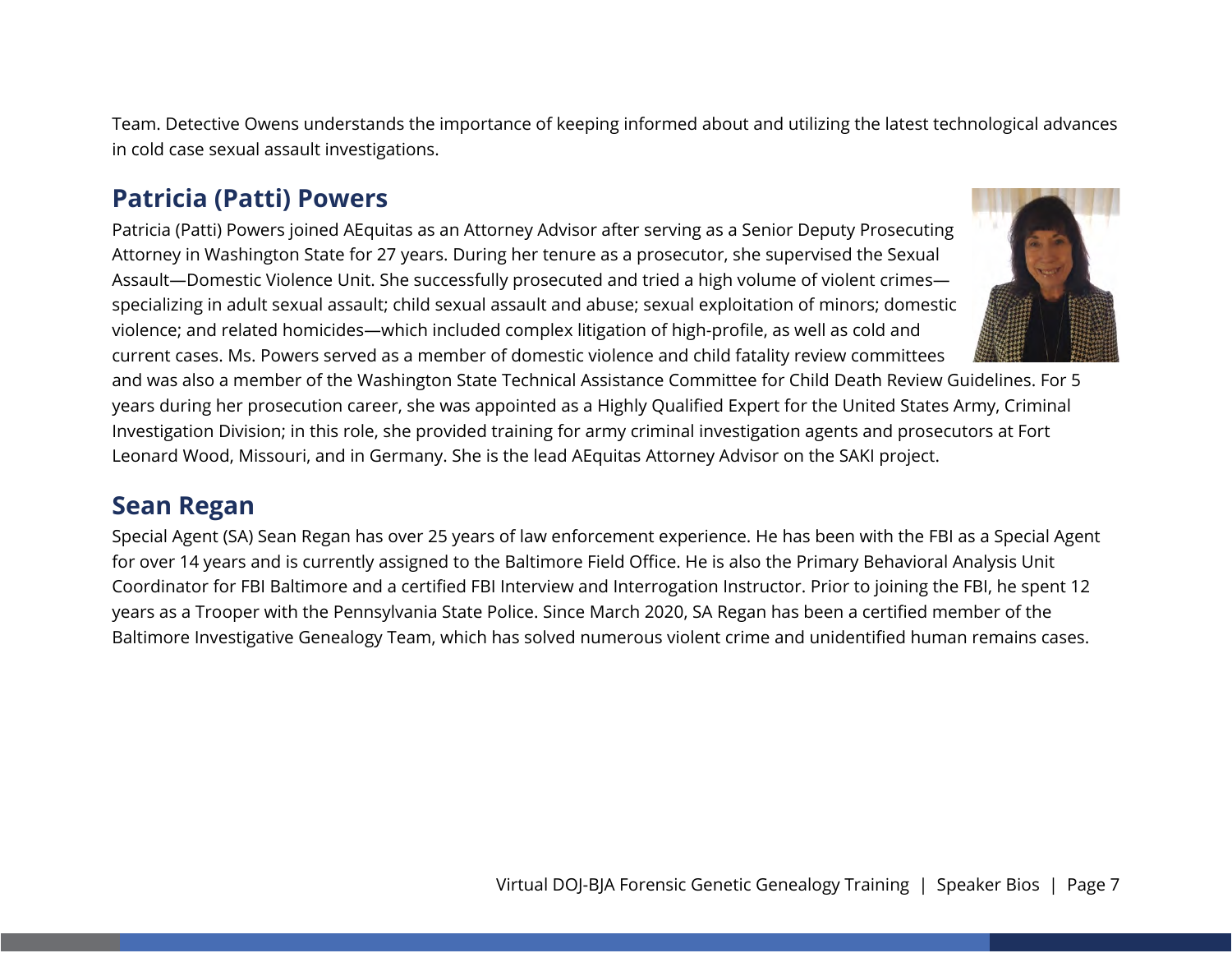Team. Detective Owens understands the importance of keeping informed about and utilizing the latest technological advances in cold case sexual assault investigations.

## Patricia (Patti) Powers

Patricia (Patti) Powers joined AEquitas as an Attorney Advisor after serving as a Senior Deputy Prosecuting Attorney in Washington State for 27 years. During her tenure as a prosecutor, she supervised the Sexual Assault—Domestic Violence Unit. She successfully prosecuted and tried a high volume of violent crimes—specializing in adult sexual assault; child sexual assault and abuse; sexual exploitation of minors; domestic violence; and related homicides—which included complex litigation of high-profile, as well as cold and current cases. Ms. Powers served as a member of domestic violence and child fatality review committees and was also a member of the Washington State Technical Assistance Committee for Child Death Review Guidelines. For 5 years during her prosecution career, she was appointed as a Highly Qualified Expert for the United States Army, Criminal Investigation Division; in this role, she provided training for army criminal investigation agents and prosecutors at Fort Leonard Wood, Missouri, and in Germany. She is the lead AEquitas Attorney Advisor on the SAKI project.

## Sean Regan

Special Agent (SA) Sean Regan has over 25 years of law enforcement experience. He has been with the FBI as a Special Agent for over 14 years and is currently assigned to the Baltimore Field Office. He is also the Primary Behavioral Analysis Unit Coordinator for FBI Baltimore and a certified FBI Interview and Interrogation Instructor. Prior to joining the FBI, he spent 12 years as a Trooper with the Pennsylvania State Police. Since March 2020, SA Regan has been a certified member of the Baltimore Investigative Genealogy Team, which has solved numerous violent crime and unidentified human remains cases.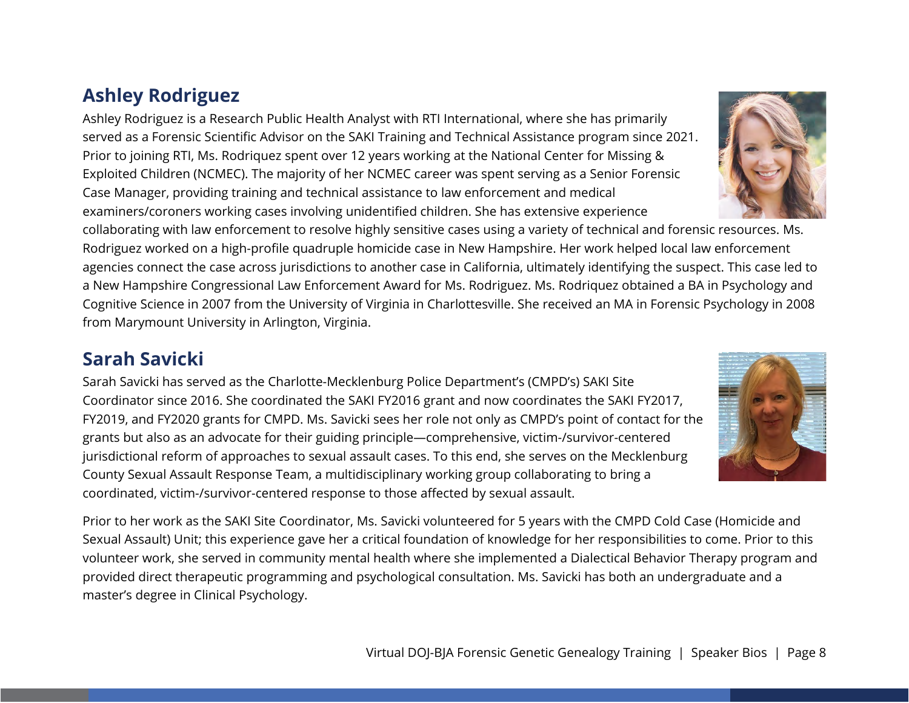## Ashley Rodriguez

Ashley Rodriguez is a Research Public Health Analyst with RTI International, where she has primarily served as a Forensic Scientific Advisor on the SAKI Training and Technical Assistance program since 2021. Prior to joining RTI, Ms. Rodriquez spent over 12 years working at the National Center for Missing & Exploited Children (NCMEC). The majority of her NCMEC career was spent serving as a Senior Forensic Case Manager, providing training and technical assistance to law enforcement and medical examiners/coroners working cases involving unidentified children. She has extensive experience collaborating with law enforcement to resolve highly sensitive cases using a variety of technical and forensic resources. Ms. Rodriguez worked on a high-profile quadruple homicide case in New Hampshire. Her work helped local law enforcement agencies connect the case across jurisdictions to another case in California, ultimately identifying the suspect. This case led to a New Hampshire Congressional Law Enforcement Award for Ms. Rodriguez. Ms. Rodriquez obtained a BA in Psychology and Cognitive Science in 2007 from the University of Virginia in Charlottesville. She received an MA in Forensic Psychology in 2008 from Marymount University in Arlington, Virginia.

## Sarah Savicki

Sarah Savicki has served as the Charlotte-Mecklenburg Police Department's (CMPD's) SAKI Site Coordinator since 2016. She coordinated the SAKI FY2016 grant and now coordinates the SAKI FY2017, FY2019, and FY2020 grants for CMPD. Ms. Savicki sees her role not only as CMPD's point of contact for the grants but also as an advocate for their guiding principle—comprehensive, victim-/survivor-centered jurisdictional reform of approaches to sexual assault cases. To this end, she serves on the Mecklenburg County Sexual Assault Response Team, a multidisciplinary working group collaborating to bring a coordinated, victim-/survivor-centered response to those affected by sexual assault.

Prior to her work as the SAKI Site Coordinator, Ms. Savicki volunteered for 5 years with the CMPD Cold Case (Homicide and Sexual Assault) Unit; this experience gave her a critical foundation of knowledge for her responsibilities to come. Prior to this volunteer work, she served in community mental health where she implemented a Dialectical Behavior Therapy program and provided direct therapeutic programming and psychological consultation. Ms. Savicki has both an undergraduate and a master's degree in Clinical Psychology.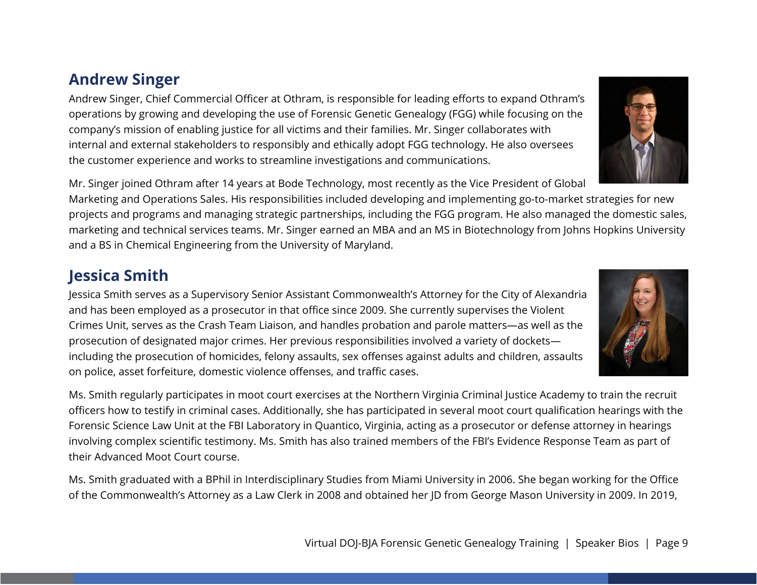## Andrew Singer

Andrew Singer, Chief Commercial Officer at Othram, is responsible for leading efforts to expand Othram's operations by growing and developing the use of Forensic Genetic Genealogy (FGG) while focusing on the company's mission of enabling justice for all victims and their families. Mr. Singer collaborates with internal and external stakeholders to responsibly and ethically adopt FGG technology. He also oversees the customer experience and works to streamline investigations and communications.

Mr. Singer joined Othram after 14 years at Bode Technology, most recently as the Vice President of Global Marketing and Operations Sales. His responsibilities included developing and implementing go-to-market strategies for new projects and programs and managing strategic partnerships, including the FGG program. He also managed the domestic sales, marketing and technical services teams. Mr. Singer earned an MBA and an MS in Biotechnology from Johns Hopkins University and a BS in Chemical Engineering from the University of Maryland.

## Jessica Smith

Jessica Smith serves as a Supervisory Senior Assistant Commonwealth's Attorney for the City of Alexandria and has been employed as a prosecutor in that office since 2009. She currently supervises the Violent Crimes Unit, serves as the Crash Team Liaison, and handles probation and parole matters—as well as the prosecution of designated major crimes. Her previous responsibilities involved a variety of dockets—including the prosecution of homicides, felony assaults, sex offenses against adults and children, assaults on police, asset forfeiture, domestic violence offenses, and traffic cases.

Ms. Smith regularly participates in moot court exercises at the Northern Virginia Criminal Justice Academy to train the recruit officers how to testify in criminal cases. Additionally, she has participated in several moot court qualification hearings with the Forensic Science Law Unit at the FBI Laboratory in Quantico, Virginia, acting as a prosecutor or defense attorney in hearings involving complex scientific testimony. Ms. Smith has also trained members of the FBI's Evidence Response Team as part of their Advanced Moot Court course.

Ms. Smith graduated with a BPhil in Interdisciplinary Studies from Miami University in 2006. She began working for the Office of the Commonwealth's Attorney as a Law Clerk in 2008 and obtained her JD from George Mason University in 2009. In 2019,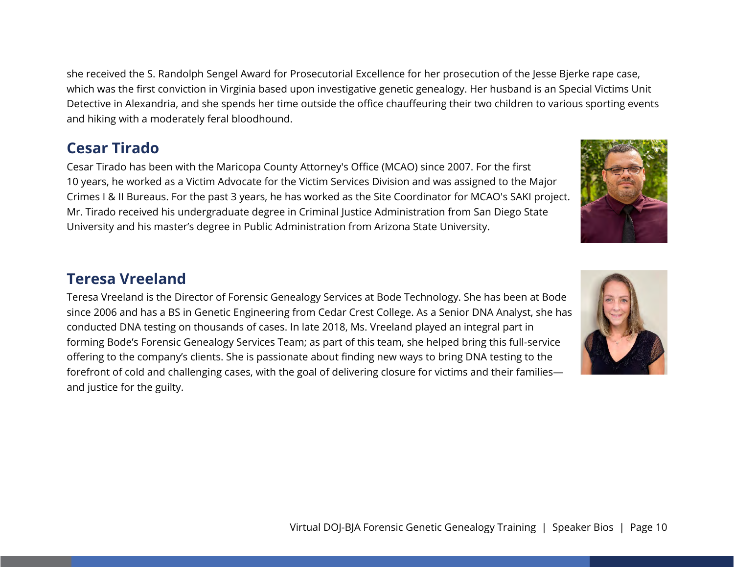she received the S. Randolph Sengel Award for Prosecutorial Excellence for her prosecution of the Jesse Bjerke rape case, which was the first conviction in Virginia based upon investigative genetic genealogy. Her husband is an Special Victims Unit Detective in Alexandria, and she spends her time outside the office chauffeuring their two children to various sporting events and hiking with a moderately feral bloodhound.

## Cesar Tirado

Cesar Tirado has been with the Maricopa County Attorney's Office (MCAO) since 2007. For the first 10 years, he worked as a Victim Advocate for the Victim Services Division and was assigned to the Major Crimes I & II Bureaus. For the past 3 years, he has worked as the Site Coordinator for MCAO's SAKI project. Mr. Tirado received his undergraduate degree in Criminal Justice Administration from San Diego State University and his master's degree in Public Administration from Arizona State University.

## Teresa Vreeland

Teresa Vreeland is the Director of Forensic Genealogy Services at Bode Technology. She has been at Bode since 2006 and has a BS in Genetic Engineering from Cedar Crest College. As a Senior DNA Analyst, she has conducted DNA testing on thousands of cases. In late 2018, Ms. Vreeland played an integral part in forming Bode's Forensic Genealogy Services Team; as part of this team, she helped bring this full-service offering to the company's clients. She is passionate about finding new ways to bring DNA testing to the forefront of cold and challenging cases, with the goal of delivering closure for victims and their families—and justice for the guilty.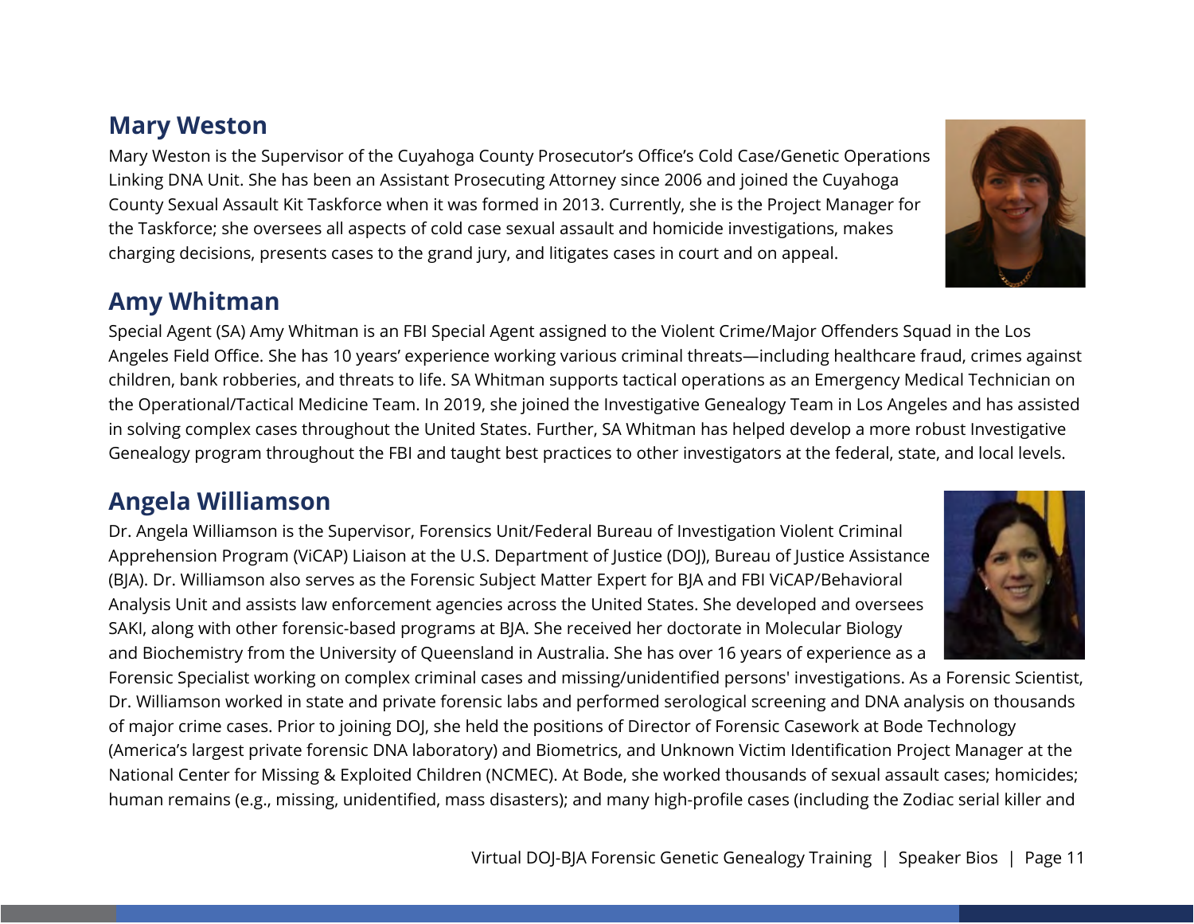## Mary Weston

Mary Weston is the Supervisor of the Cuyahoga County Prosecutor's Office's Cold Case/Genetic Operations Linking DNA Unit. She has been an Assistant Prosecuting Attorney since 2006 and joined the Cuyahoga County Sexual Assault Kit Taskforce when it was formed in 2013. Currently, she is the Project Manager for the Taskforce; she oversees all aspects of cold case sexual assault and homicide investigations, makes charging decisions, presents cases to the grand jury, and litigates cases in court and on appeal.

## Amy Whitman

Special Agent (SA) Amy Whitman is an FBI Special Agent assigned to the Violent Crime/Major Offenders Squad in the Los Angeles Field Office. She has 10 years' experience working various criminal threats—including healthcare fraud, crimes against children, bank robberies, and threats to life. SA Whitman supports tactical operations as an Emergency Medical Technician on the Operational/Tactical Medicine Team. In 2019, she joined the Investigative Genealogy Team in Los Angeles and has assisted in solving complex cases throughout the United States. Further, SA Whitman has helped develop a more robust Investigative Genealogy program throughout the FBI and taught best practices to other investigators at the federal, state, and local levels.

## Angela Williamson

Dr. Angela Williamson is the Supervisor, Forensics Unit/Federal Bureau of Investigation Violent Criminal Apprehension Program (ViCAP) Liaison at the U.S. Department of Justice (DOJ), Bureau of Justice Assistance (BJA). Dr. Williamson also serves as the Forensic Subject Matter Expert for BJA and FBI ViCAP/Behavioral Analysis Unit and assists law enforcement agencies across the United States. She developed and oversees SAKI, along with other forensic-based programs at BJA. She received her doctorate in Molecular Biology and Biochemistry from the University of Queensland in Australia. She has over 16 years of experience as a Forensic Specialist working on complex criminal cases and missing/unidentified persons' investigations. As a Forensic Scientist, Dr. Williamson worked in state and private forensic labs and performed serological screening and DNA analysis on thousands of major crime cases. Prior to joining DOJ, she held the positions of Director of Forensic Casework at Bode Technology (America's largest private forensic DNA laboratory) and Biometrics, and Unknown Victim Identification Project Manager at the National Center for Missing & Exploited Children (NCMEC). At Bode, she worked thousands of sexual assault cases; homicides; human remains (e.g., missing, unidentified, mass disasters); and many high-profile cases (including the Zodiac serial killer and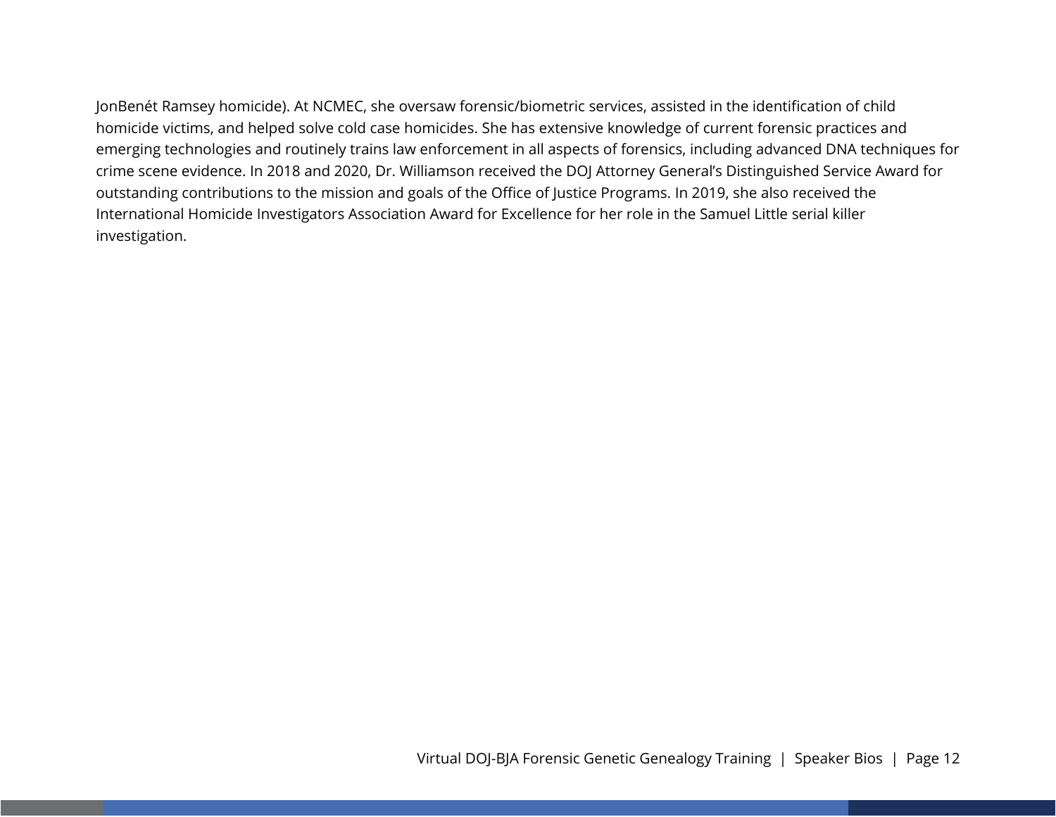JonBenét Ramsey homicide). At NCMEC, she oversaw forensic/biometric services, assisted in the identification of child homicide victims, and helped solve cold case homicides. She has extensive knowledge of current forensic practices and emerging technologies and routinely trains law enforcement in all aspects of forensics, including advanced DNA techniques for crime scene evidence. In 2018 and 2020, Dr. Williamson received the DOJ Attorney General's Distinguished Service Award for outstanding contributions to the mission and goals of the Office of Justice Programs. In 2019, she also received the International Homicide Investigators Association Award for Excellence for her role in the Samuel Little serial killer investigation.